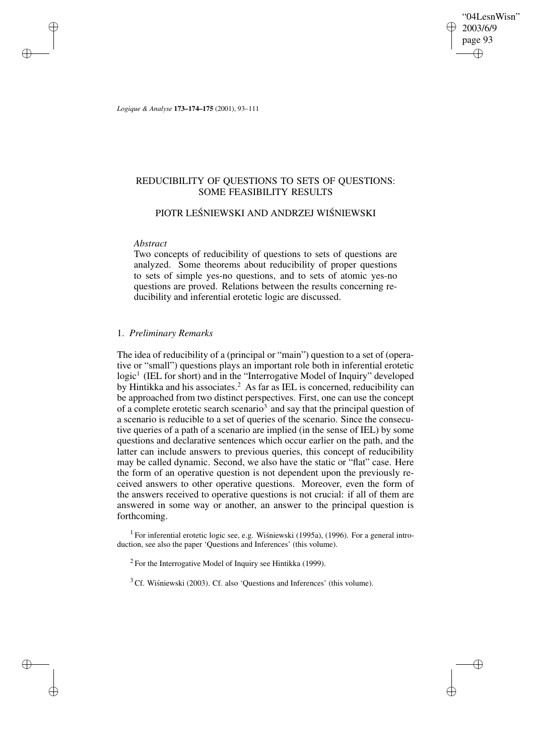# REDUCIBILITY OF QUESTIONS TO SETS OF QUESTIONS: SOME FEASIBILITY RESULTS

## PIOTR LEŚNIEWSKI AND ANDRZEJ WIŚNIEWSKI

*Abstract*

Two concepts of reducibility of questions to sets of questions are analyzed. Some theorems about reducibility of proper questions to sets of simple yes-no questions, and to sets of atomic yes-no questions are proved. Relations between the results concerning reducibility and inferential erotetic logic are discussed.

## 1. *Preliminary Remarks*

The idea of reducibility of a (principal or "main") question to a set of (operative or "small") questions plays an important role both in inferential erotetic logic[1] (IEL for short) and in the "Interrogative Model of Inquiry" developed by Hintikka and his associates.[2] As far as IEL is concerned, reducibility can be approached from two distinct perspectives. First, one can use the concept of a complete erotetic search scenario[3] and say that the principal question of a scenario is reducible to a set of queries of the scenario. Since the consecutive queries of a path of a scenario are implied (in the sense of IEL) by some questions and declarative sentences which occur earlier on the path, and the latter can include answers to previous queries, this concept of reducibility may be called dynamic. Second, we also have the static or "flat" case. Here the form of an operative question is not dependent upon the previously received answers to other operative questions. Moreover, even the form of the answers received to operative questions is not crucial: if all of them are answered in some way or another, an answer to the principal question is forthcoming.

[1] For inferential erotetic logic see, e.g. Wiśniewski (1995a), (1996). For a general introduction, see also the paper 'Questions and Inferences' (this volume).

[2] For the Interrogative Model of Inquiry see Hintikka (1999).

[3] Cf. Wiśniewski (2003). Cf. also 'Questions and Inferences' (this volume).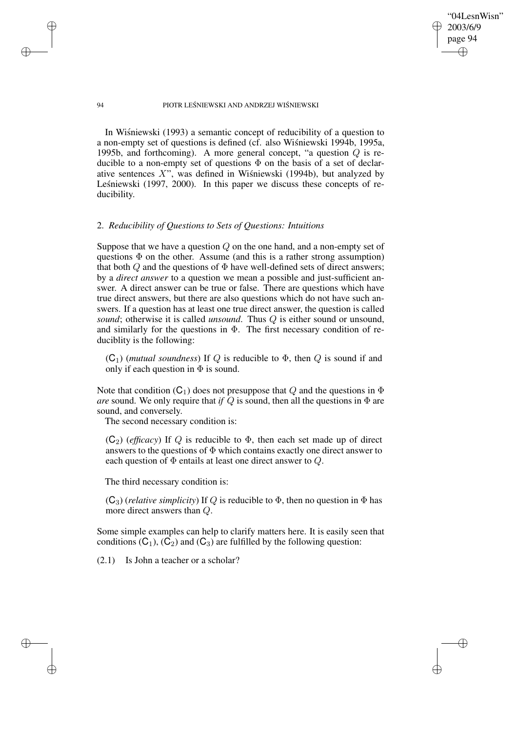In Wiśniewski (1993) a semantic concept of reducibility of a question to a non-empty set of questions is defined (cf. also Wiśniewski 1994b, 1995a, 1995b, and forthcoming). A more general concept, "a question $Q$ is reducible to a non-empty set of questions $\Phi$ on the basis of a set of declarative sentences $X$", was defined in Wiśniewski (1994b), but analyzed by Leśniewski (1997, 2000). In this paper we discuss these concepts of reducibility.

## 2. *Reducibility of Questions to Sets of Questions: Intuitions*

Suppose that we have a question $Q$ on the one hand, and a non-empty set of questions $\Phi$ on the other. Assume (and this is a rather strong assumption) that both $Q$ and the questions of $\Phi$ have well-defined sets of direct answers; by a *direct answer* to a question we mean a possible and just-sufficient answer. A direct answer can be true or false. There are questions which have true direct answers, but there are also questions which do not have such answers. If a question has at least one true direct answer, the question is called *sound*; otherwise it is called *unsound*. Thus $Q$ is either sound or unsound, and similarly for the questions in $\Phi$. The first necessary condition of reduciblity is the following:

> ($\mathsf{C}_1$) (*mutual soundness*) If $Q$ is reducible to $\Phi$, then $Q$ is sound if and only if each question in $\Phi$ is sound.

Note that condition ($\mathsf{C}_1$) does not presuppose that $Q$ and the questions in $\Phi$ *are* sound. We only require that *if* $Q$ is sound, then all the questions in $\Phi$ are sound, and conversely.

The second necessary condition is:

> ($\mathsf{C}_2$) (*efficacy*) If $Q$ is reducible to $\Phi$, then each set made up of direct answers to the questions of $\Phi$ which contains exactly one direct answer to each question of $\Phi$ entails at least one direct answer to $Q$.

The third necessary condition is:

> ($\mathsf{C}_3$) (*relative simplicity*) If $Q$ is reducible to $\Phi$, then no question in $\Phi$ has more direct answers than $Q$.

Some simple examples can help to clarify matters here. It is easily seen that conditions ($\mathsf{C}_1$), ($\mathsf{C}_2$) and ($\mathsf{C}_3$) are fulfilled by the following question:

(2.1) Is John a teacher or a scholar?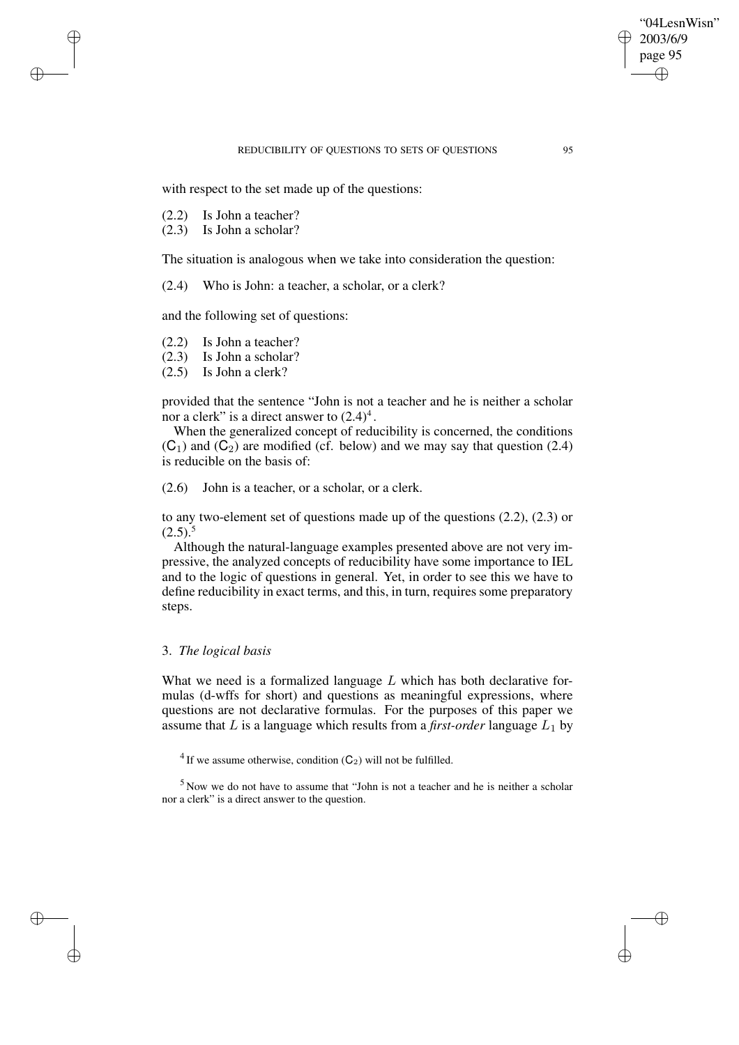with respect to the set made up of the questions:

(2.2) Is John a teacher?
(2.3) Is John a scholar?

The situation is analogous when we take into consideration the question:

(2.4) Who is John: a teacher, a scholar, or a clerk?

and the following set of questions:

(2.2) Is John a teacher?
(2.3) Is John a scholar?
(2.5) Is John a clerk?

provided that the sentence "John is not a teacher and he is neither a scholar nor a clerk" is a direct answer to (2.4)[4].

When the generalized concept of reducibility is concerned, the conditions ($\mathsf{C}_1$) and ($\mathsf{C}_2$) are modified (cf. below) and we may say that question (2.4) is reducible on the basis of:

(2.6) John is a teacher, or a scholar, or a clerk.

to any two-element set of questions made up of the questions (2.2), (2.3) or (2.5).[5]

Although the natural-language examples presented above are not very impressive, the analyzed concepts of reducibility have some importance to IEL and to the logic of questions in general. Yet, in order to see this we have to define reducibility in exact terms, and this, in turn, requires some preparatory steps.

## 3. *The logical basis*

What we need is a formalized language $L$ which has both declarative formulas (d-wffs for short) and questions as meaningful expressions, where questions are not declarative formulas. For the purposes of this paper we assume that $L$ is a language which results from a *first-order* language $L_1$ by

[4] If we assume otherwise, condition ($\mathsf{C}_2$) will not be fulfilled.

[5] Now we do not have to assume that "John is not a teacher and he is neither a scholar nor a clerk" is a direct answer to the question.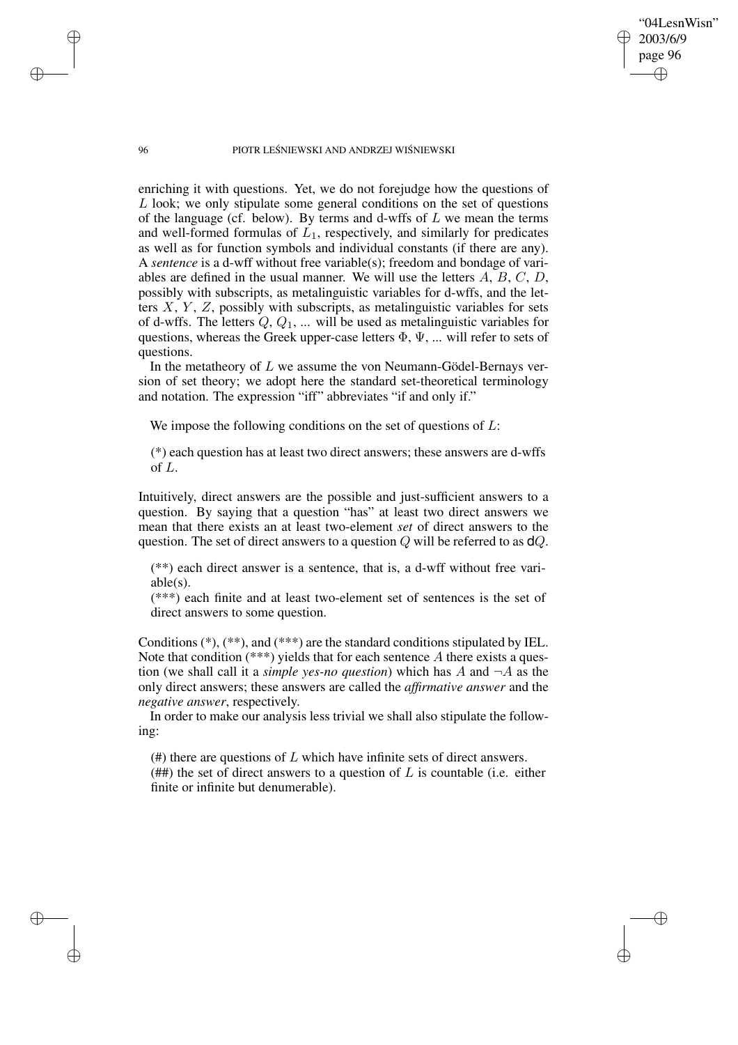enriching it with questions. Yet, we do not forejudge how the questions of $L$ look; we only stipulate some general conditions on the set of questions of the language (cf. below). By terms and d-wffs of $L$ we mean the terms and well-formed formulas of $L_1$, respectively, and similarly for predicates as well as for function symbols and individual constants (if there are any). A *sentence* is a d-wff without free variable(s); freedom and bondage of variables are defined in the usual manner. We will use the letters $A$, $B$, $C$, $D$, possibly with subscripts, as metalinguistic variables for d-wffs, and the letters $X$, $Y$, $Z$, possibly with subscripts, as metalinguistic variables for sets of d-wffs. The letters $Q$, $Q_1$, ... will be used as metalinguistic variables for questions, whereas the Greek upper-case letters $\Phi$, $\Psi$, ... will refer to sets of questions.

In the metatheory of $L$ we assume the von Neumann-Gödel-Bernays version of set theory; we adopt here the standard set-theoretical terminology and notation. The expression "iff" abbreviates "if and only if."

We impose the following conditions on the set of questions of $L$:

(*) each question has at least two direct answers; these answers are d-wffs of $L$.

Intuitively, direct answers are the possible and just-sufficient answers to a question. By saying that a question "has" at least two direct answers we mean that there exists an at least two-element *set* of direct answers to the question. The set of direct answers to a question $Q$ will be referred to as $\mathsf{d}Q$.

(**) each direct answer is a sentence, that is, a d-wff without free variable(s).

(***) each finite and at least two-element set of sentences is the set of direct answers to some question.

Conditions (*), (**), and (***) are the standard conditions stipulated by IEL. Note that condition (***) yields that for each sentence $A$ there exists a question (we shall call it a *simple yes-no question*) which has $A$ and $\neg A$ as the only direct answers; these answers are called the *affirmative answer* and the *negative answer*, respectively.

In order to make our analysis less trivial we shall also stipulate the following:

(#) there are questions of $L$ which have infinite sets of direct answers.

(##) the set of direct answers to a question of $L$ is countable (i.e. either finite or infinite but denumerable).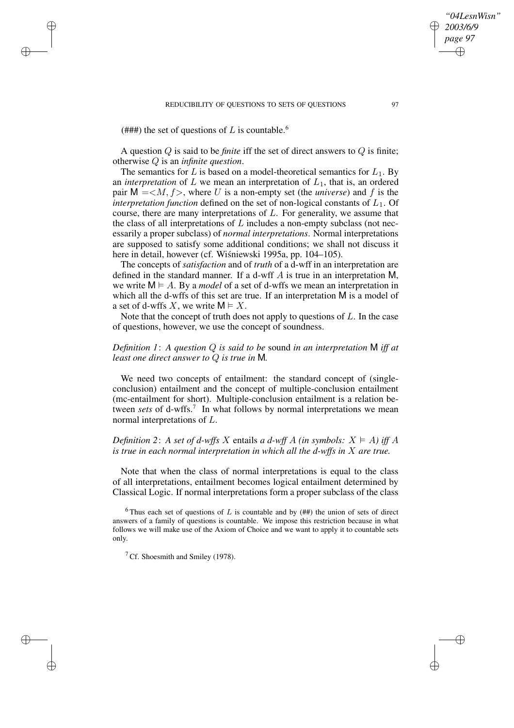(###) the set of questions of $L$ is countable.[6]

A question $Q$ is said to be *finite* iff the set of direct answers to $Q$ is finite; otherwise $Q$ is an *infinite question*.

The semantics for $L$ is based on a model-theoretical semantics for $L_1$. By an *interpretation* of $L$ we mean an interpretation of $L_1$, that is, an ordered pair $\mathsf{M} = <M, f>$, where $U$ is a non-empty set (the *universe*) and $f$ is the *interpretation function* defined on the set of non-logical constants of $L_1$. Of course, there are many interpretations of $L$. For generality, we assume that the class of all interpretations of $L$ includes a non-empty subclass (not necessarily a proper subclass) of *normal interpretations*. Normal interpretations are supposed to satisfy some additional conditions; we shall not discuss it here in detail, however (cf. Wiśniewski 1995a, pp. 104–105).

The concepts of *satisfaction* and of *truth* of a d-wff in an interpretation are defined in the standard manner. If a d-wff $A$ is true in an interpretation $\mathsf{M}$, we write $\mathsf{M} \vDash A$. By a *model* of a set of d-wffs we mean an interpretation in which all the d-wffs of this set are true. If an interpretation $\mathsf{M}$ is a model of a set of d-wffs $X$, we write $\mathsf{M} \vDash X$.

Note that the concept of truth does not apply to questions of $L$. In the case of questions, however, we use the concept of soundness.

*Definition 1*: *A question $Q$ is said to be* sound *in an interpretation $\mathsf{M}$ iff at least one direct answer to $Q$ is true in $\mathsf{M}$.*

We need two concepts of entailment: the standard concept of (single-conclusion) entailment and the concept of multiple-conclusion entailment (mc-entailment for short). Multiple-conclusion entailment is a relation between *sets* of d-wffs.[7] In what follows by normal interpretations we mean normal interpretations of $L$.

*Definition 2*: *A set of d-wffs $X$* entails *a d-wff $A$ (in symbols: $X \vDash A$) iff $A$ is true in each normal interpretation in which all the d-wffs in $X$ are true.*

Note that when the class of normal interpretations is equal to the class of all interpretations, entailment becomes logical entailment determined by Classical Logic. If normal interpretations form a proper subclass of the class

[6] Thus each set of questions of $L$ is countable and by (##) the union of sets of direct answers of a family of questions is countable. We impose this restriction because in what follows we will make use of the Axiom of Choice and we want to apply it to countable sets only.

[7] Cf. Shoesmith and Smiley (1978).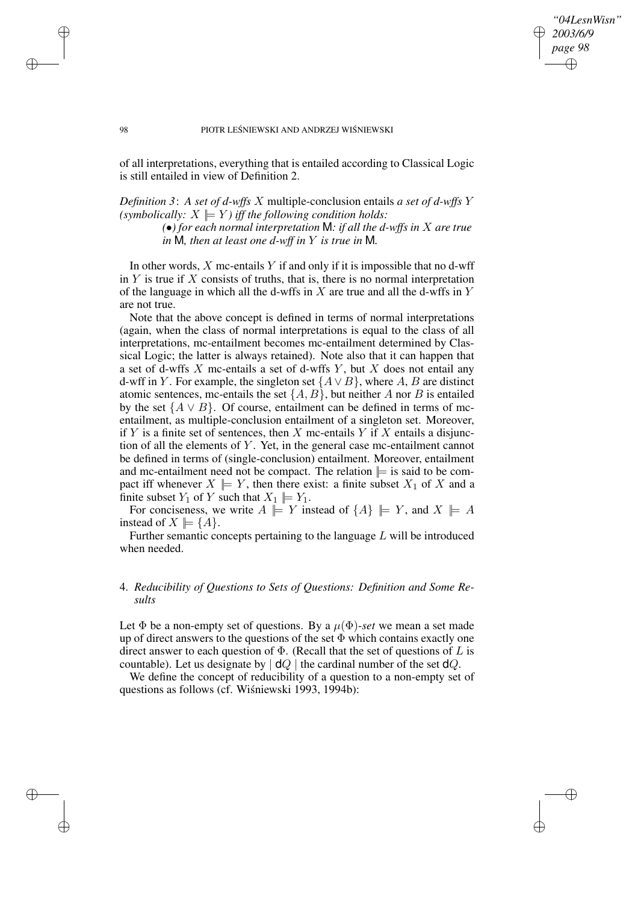of all interpretations, everything that is entailed according to Classical Logic is still entailed in view of Definition 2.

*Definition 3*: *A set of d-wffs $X$* multiple-conclusion entails *a set of d-wffs $Y$ (symbolically: $X \Vdash Y$) iff the following condition holds:*

> *(•) for each normal interpretation* $\mathsf{M}$*: if all the d-wffs in $X$ are true in* $\mathsf{M}$*, then at least one d-wff in $Y$ is true in* $\mathsf{M}$.

In other words, $X$ mc-entails $Y$ if and only if it is impossible that no d-wff in $Y$ is true if $X$ consists of truths, that is, there is no normal interpretation of the language in which all the d-wffs in $X$ are true and all the d-wffs in $Y$ are not true.

Note that the above concept is defined in terms of normal interpretations (again, when the class of normal interpretations is equal to the class of all interpretations, mc-entailment becomes mc-entailment determined by Classical Logic; the latter is always retained). Note also that it can happen that a set of d-wffs $X$ mc-entails a set of d-wffs $Y$, but $X$ does not entail any d-wff in $Y$. For example, the singleton set $\{A \vee B\}$, where $A$, $B$ are distinct atomic sentences, mc-entails the set $\{A, B\}$, but neither $A$ nor $B$ is entailed by the set $\{A \vee B\}$. Of course, entailment can be defined in terms of mc-entailment, as multiple-conclusion entailment of a singleton set. Moreover, if $Y$ is a finite set of sentences, then $X$ mc-entails $Y$ if $X$ entails a disjunction of all the elements of $Y$. Yet, in the general case mc-entailment cannot be defined in terms of (single-conclusion) entailment. Moreover, entailment and mc-entailment need not be compact. The relation $\Vdash$ is said to be compact iff whenever $X \Vdash Y$, then there exist: a finite subset $X_1$ of $X$ and a finite subset $Y_1$ of $Y$ such that $X_1 \Vdash Y_1$.

For conciseness, we write $A \Vdash Y$ instead of $\{A\} \Vdash Y$, and $X \Vdash A$ instead of $X \Vdash \{A\}$.

Further semantic concepts pertaining to the language $L$ will be introduced when needed.

## 4. *Reducibility of Questions to Sets of Questions: Definition and Some Results*

Let $\Phi$ be a non-empty set of questions. By a *$\mu(\Phi)$-set* we mean a set made up of direct answers to the questions of the set $\Phi$ which contains exactly one direct answer to each question of $\Phi$. (Recall that the set of questions of $L$ is countable). Let us designate by $\mid \mathsf{d}Q \mid$ the cardinal number of the set $\mathsf{d}Q$.

We define the concept of reducibility of a question to a non-empty set of questions as follows (cf. Wiśniewski 1993, 1994b):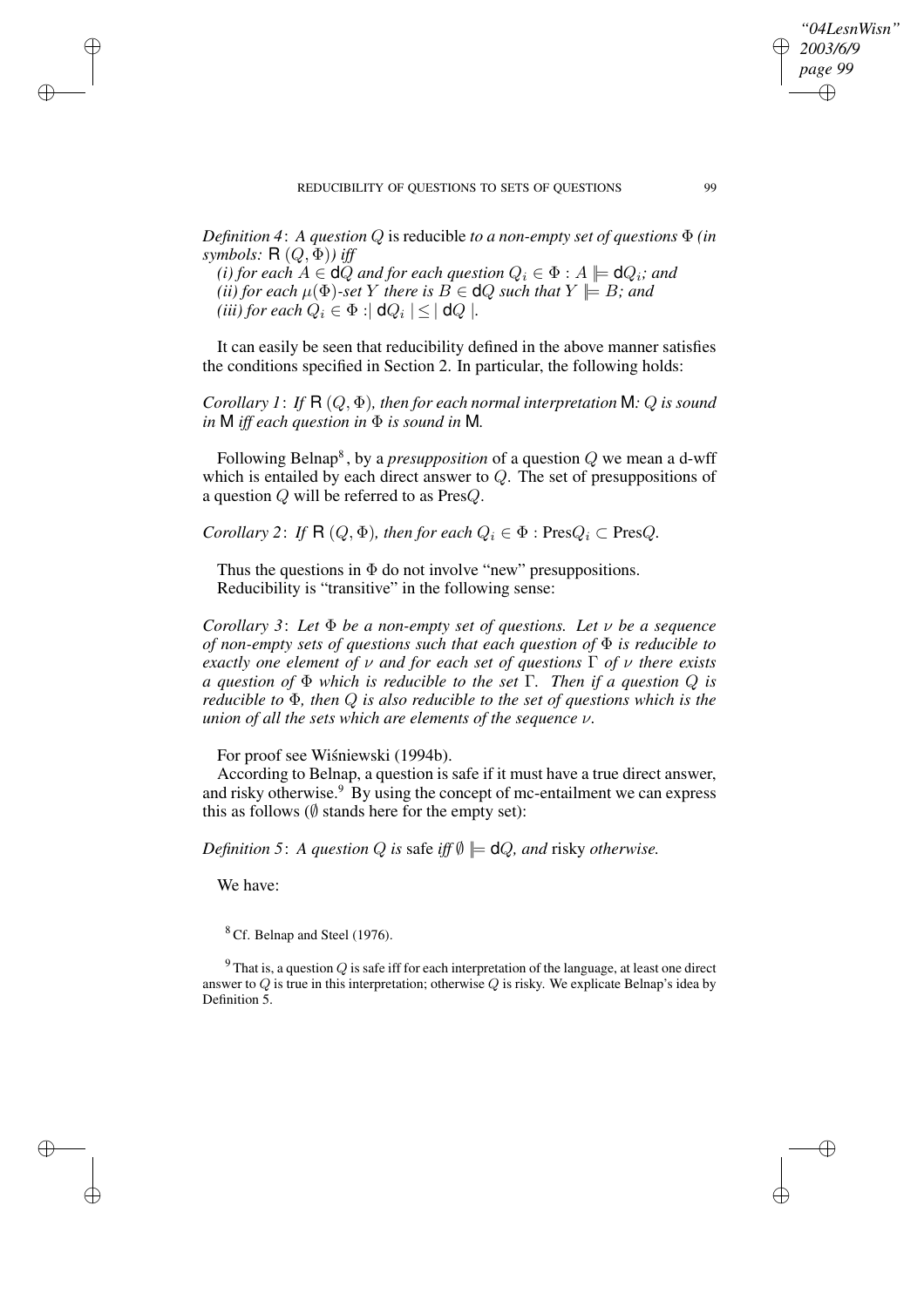*Definition 4*: *A question $Q$* is reducible *to a non-empty set of questions $\Phi$ (in symbols: $\mathsf{R}\,(Q, \Phi)$) iff*

*(i) for each $A \in \mathsf{d}Q$ and for each question $Q_i \in \Phi : A \Vdash \mathsf{d}Q_i$; and*
*(ii) for each $\mu(\Phi)$-set $Y$ there is $B \in \mathsf{d}Q$ such that $Y \Vdash B$; and*
*(iii) for each $Q_i \in \Phi : \mid \mathsf{d}Q_i \mid \leq \mid \mathsf{d}Q \mid$.*

It can easily be seen that reducibility defined in the above manner satisfies the conditions specified in Section 2. In particular, the following holds:

*Corollary 1*: *If $\mathsf{R}\,(Q, \Phi)$, then for each normal interpretation $\mathsf{M}$: $Q$ is sound in $\mathsf{M}$ iff each question in $\Phi$ is sound in $\mathsf{M}$.*

Following Belnap[8], by a *presupposition* of a question $Q$ we mean a d-wff which is entailed by each direct answer to $Q$. The set of presuppositions of a question $Q$ will be referred to as Pres$Q$.

*Corollary 2*: *If $\mathsf{R}\,(Q, \Phi)$, then for each $Q_i \in \Phi$ : $\text{Pres}Q_i \subset \text{Pres}Q$.*

Thus the questions in $\Phi$ do not involve "new" presuppositions.
Reducibility is "transitive" in the following sense:

*Corollary 3*: *Let $\Phi$ be a non-empty set of questions. Let $\nu$ be a sequence of non-empty sets of questions such that each question of $\Phi$ is reducible to exactly one element of $\nu$ and for each set of questions $\Gamma$ of $\nu$ there exists a question of $\Phi$ which is reducible to the set $\Gamma$. Then if a question $Q$ is reducible to $\Phi$, then $Q$ is also reducible to the set of questions which is the union of all the sets which are elements of the sequence $\nu$.*

For proof see Wiśniewski (1994b).

According to Belnap, a question is safe if it must have a true direct answer, and risky otherwise.[9] By using the concept of mc-entailment we can express this as follows ($\emptyset$ stands here for the empty set):

*Definition 5*: *A question $Q$ is* safe *iff $\emptyset \Vdash \mathsf{d}Q$, and* risky *otherwise.*

We have:

[8] Cf. Belnap and Steel (1976).

[9] That is, a question $Q$ is safe iff for each interpretation of the language, at least one direct answer to $Q$ is true in this interpretation; otherwise $Q$ is risky. We explicate Belnap's idea by Definition 5.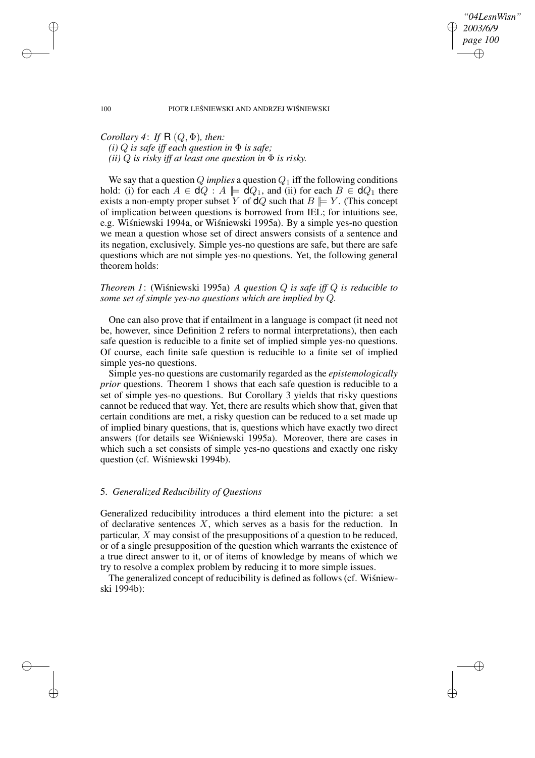*Corollary 4*: *If* $\mathsf{R}\,(Q, \Phi)$*, then:*
*(i)* $Q$ *is safe iff each question in* $\Phi$ *is safe;*
*(ii)* $Q$ *is risky iff at least one question in* $\Phi$ *is risky.*

We say that a question $Q$ *implies* a question $Q_1$ iff the following conditions hold: (i) for each $A \in \mathsf{d}Q : A \models \mathsf{d}Q_1$, and (ii) for each $B \in \mathsf{d}Q_1$ there exists a non-empty proper subset $Y$ of $\mathsf{d}Q$ such that $B \models Y$. (This concept of implication between questions is borrowed from IEL; for intuitions see, e.g. Wiśniewski 1994a, or Wiśniewski 1995a). By a simple yes-no question we mean a question whose set of direct answers consists of a sentence and its negation, exclusively. Simple yes-no questions are safe, but there are safe questions which are not simple yes-no questions. Yet, the following general theorem holds:

*Theorem 1*: (Wiśniewski 1995a) *A question* $Q$ *is safe iff* $Q$ *is reducible to some set of simple yes-no questions which are implied by* $Q$*.*

One can also prove that if entailment in a language is compact (it need not be, however, since Definition 2 refers to normal interpretations), then each safe question is reducible to a finite set of implied simple yes-no questions. Of course, each finite safe question is reducible to a finite set of implied simple yes-no questions.

Simple yes-no questions are customarily regarded as the *epistemologically prior* questions. Theorem 1 shows that each safe question is reducible to a set of simple yes-no questions. But Corollary 3 yields that risky questions cannot be reduced that way. Yet, there are results which show that, given that certain conditions are met, a risky question can be reduced to a set made up of implied binary questions, that is, questions which have exactly two direct answers (for details see Wiśniewski 1995a). Moreover, there are cases in which such a set consists of simple yes-no questions and exactly one risky question (cf. Wiśniewski 1994b).

## 5. *Generalized Reducibility of Questions*

Generalized reducibility introduces a third element into the picture: a set of declarative sentences $X$, which serves as a basis for the reduction. In particular, $X$ may consist of the presuppositions of a question to be reduced, or of a single presupposition of the question which warrants the existence of a true direct answer to it, or of items of knowledge by means of which we try to resolve a complex problem by reducing it to more simple issues.

The generalized concept of reducibility is defined as follows (cf. Wiśniewski 1994b):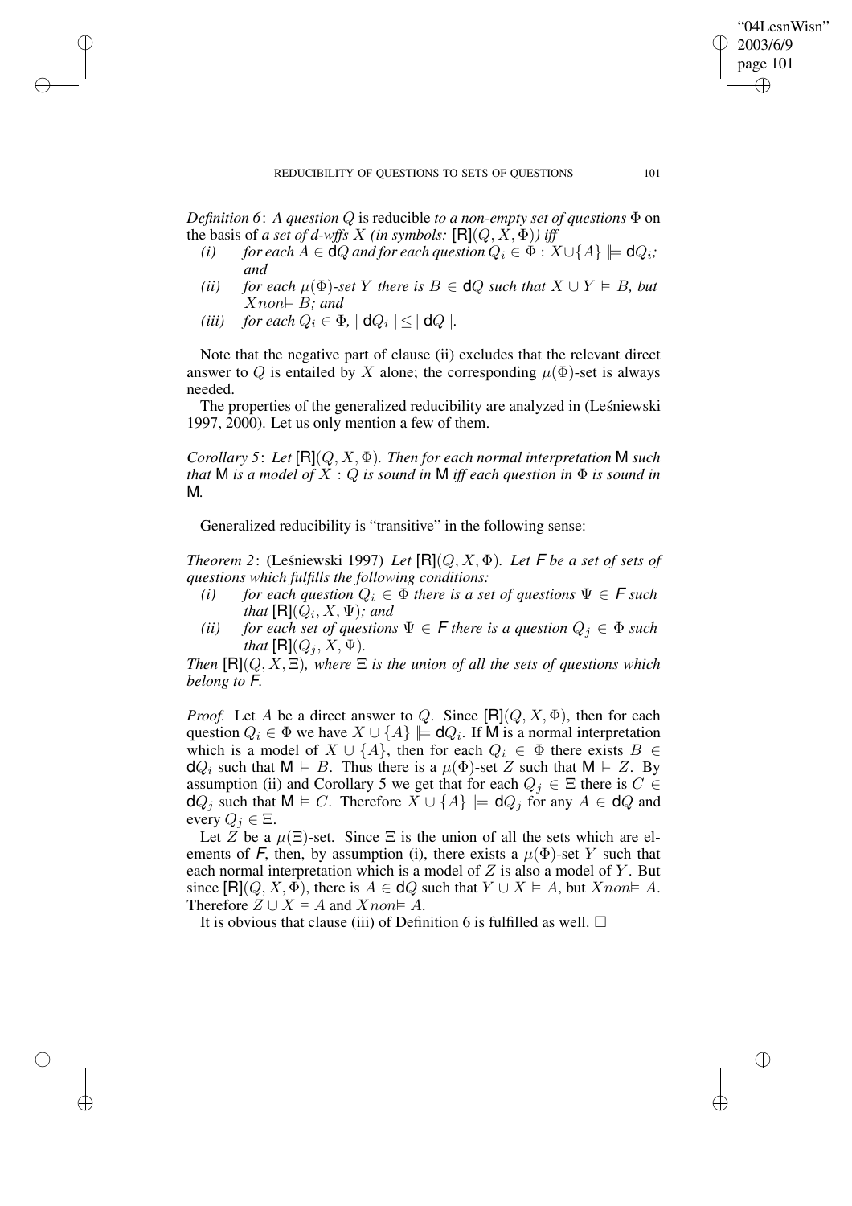*Definition 6*: *A question $Q$* is reducible *to a non-empty set of questions $\Phi$* on the basis of *a set of d-wffs $X$ (in symbols: $[\mathsf{R}](Q, X, \Phi)$) iff*

- *(i)* *for each $A \in \mathsf{d}Q$ and for each question $Q_i \in \Phi : X \cup \{A\} \models \mathsf{d}Q_i$; and*
- *(ii)* *for each $\mu(\Phi)$-set $Y$ there is $B \in \mathsf{d}Q$ such that $X \cup Y \vDash B$, but $X non\vDash B$; and*
- *(iii)* *for each $Q_i \in \Phi$, $| \mathsf{d}Q_i | \leq | \mathsf{d}Q |$.*

Note that the negative part of clause (ii) excludes that the relevant direct answer to $Q$ is entailed by $X$ alone; the corresponding $\mu(\Phi)$-set is always needed.

The properties of the generalized reducibility are analyzed in (Leśniewski 1997, 2000). Let us only mention a few of them.

*Corollary 5*: *Let $[\mathsf{R}](Q, X, \Phi)$. Then for each normal interpretation $\mathsf{M}$ such that $\mathsf{M}$ is a model of $X$ : $Q$ is sound in $\mathsf{M}$ iff each question in $\Phi$ is sound in $\mathsf{M}$.*

Generalized reducibility is "transitive" in the following sense:

*Theorem 2*: (Leśniewski 1997) *Let $[\mathsf{R}](Q, X, \Phi)$. Let $\mathsf{F}$ be a set of sets of questions which fulfills the following conditions:*

- *(i)* *for each question $Q_i \in \Phi$ there is a set of questions $\Psi \in \mathsf{F}$ such that $[\mathsf{R}](Q_i, X, \Psi)$; and*
- *(ii)* *for each set of questions $\Psi \in \mathsf{F}$ there is a question $Q_j \in \Phi$ such that $[\mathsf{R}](Q_j, X, \Psi)$.*

*Then $[\mathsf{R}](Q, X, \Xi)$, where $\Xi$ is the union of all the sets of questions which belong to $\mathsf{F}$.*

*Proof.* Let $A$ be a direct answer to $Q$. Since $[\mathsf{R}](Q, X, \Phi)$, then for each question $Q_i \in \Phi$ we have $X \cup \{A\} \models \mathsf{d}Q_i$. If $\mathsf{M}$ is a normal interpretation which is a model of $X \cup \{A\}$, then for each $Q_i \in \Phi$ there exists $B \in \mathsf{d}Q_i$ such that $\mathsf{M} \vDash B$. Thus there is a $\mu(\Phi)$-set $Z$ such that $\mathsf{M} \vDash Z$. By assumption (ii) and Corollary 5 we get that for each $Q_j \in \Xi$ there is $C \in \mathsf{d}Q_j$ such that $\mathsf{M} \vDash C$. Therefore $X \cup \{A\} \models \mathsf{d}Q_j$ for any $A \in \mathsf{d}Q$ and every $Q_j \in \Xi$.

Let $Z$ be a $\mu(\Xi)$-set. Since $\Xi$ is the union of all the sets which are elements of $\mathsf{F}$, then, by assumption (i), there exists a $\mu(\Phi)$-set $Y$ such that each normal interpretation which is a model of $Z$ is also a model of $Y$. But since $[\mathsf{R}](Q, X, \Phi)$, there is $A \in \mathsf{d}Q$ such that $Y \cup X \vDash A$, but $X non\vDash A$. Therefore $Z \cup X \vDash A$ and $X non\vDash A$.

It is obvious that clause (iii) of Definition 6 is fulfilled as well. □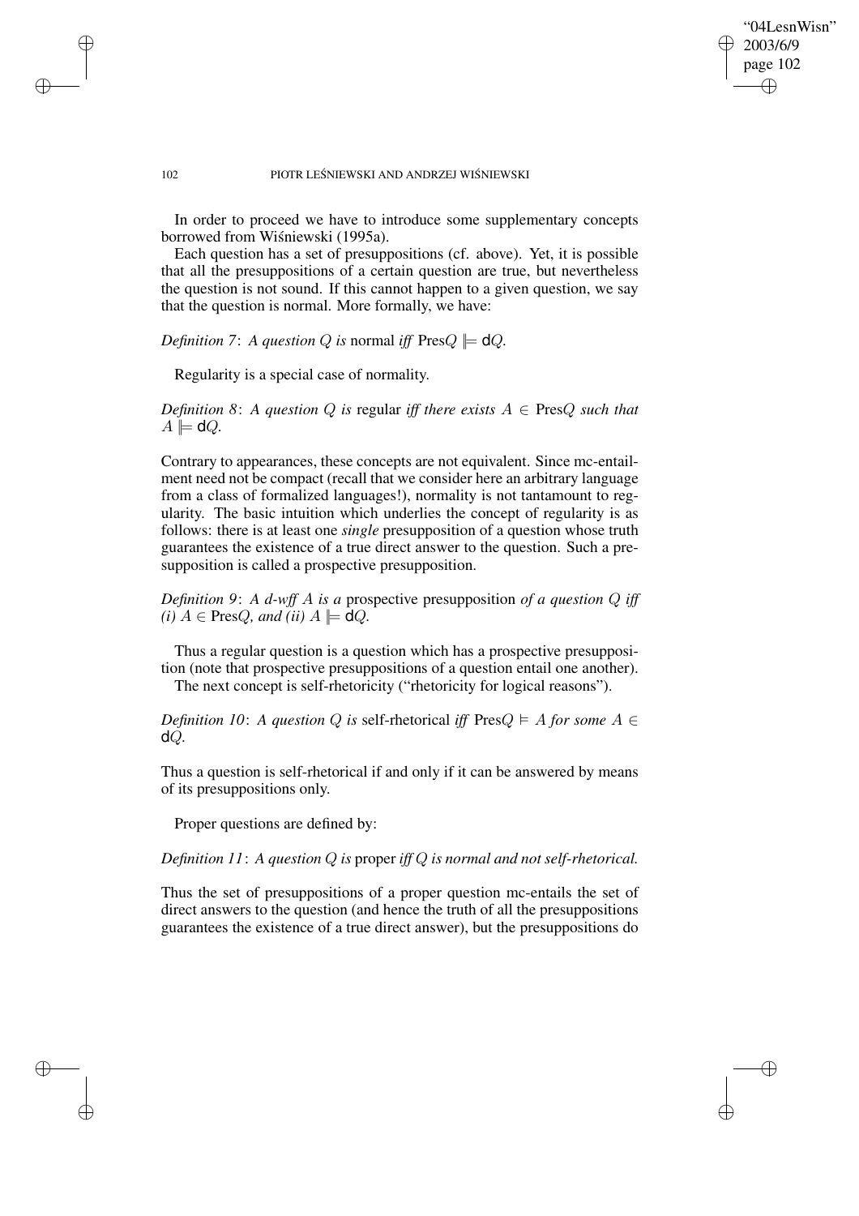In order to proceed we have to introduce some supplementary concepts borrowed from Wiśniewski (1995a).

Each question has a set of presuppositions (cf. above). Yet, it is possible that all the presuppositions of a certain question are true, but nevertheless the question is not sound. If this cannot happen to a given question, we say that the question is normal. More formally, we have:

*Definition 7*: *A question $Q$ is* normal *iff* $\text{Pres}Q \Vdash \mathsf{d}Q$.

Regularity is a special case of normality.

*Definition 8*: *A question $Q$ is* regular *iff there exists $A \in \text{Pres}Q$ such that $A \Vdash \mathsf{d}Q$.*

Contrary to appearances, these concepts are not equivalent. Since mc-entailment need not be compact (recall that we consider here an arbitrary language from a class of formalized languages!), normality is not tantamount to regularity. The basic intuition which underlies the concept of regularity is as follows: there is at least one *single* presupposition of a question whose truth guarantees the existence of a true direct answer to the question. Such a presupposition is called a prospective presupposition.

*Definition 9*: *A d-wff $A$ is a* prospective presupposition *of a question $Q$ iff (i) $A \in \text{Pres}Q$, and (ii) $A \Vdash \mathsf{d}Q$.*

Thus a regular question is a question which has a prospective presupposition (note that prospective presuppositions of a question entail one another).

The next concept is self-rhetoricity ("rhetoricity for logical reasons").

*Definition 10*: *A question $Q$ is* self-rhetorical *iff $\text{Pres}Q \vDash A$ for some $A \in \mathsf{d}Q$.*

Thus a question is self-rhetorical if and only if it can be answered by means of its presuppositions only.

Proper questions are defined by:

*Definition 11*: *A question $Q$ is* proper *iff $Q$ is normal and not self-rhetorical.*

Thus the set of presuppositions of a proper question mc-entails the set of direct answers to the question (and hence the truth of all the presuppositions guarantees the existence of a true direct answer), but the presuppositions do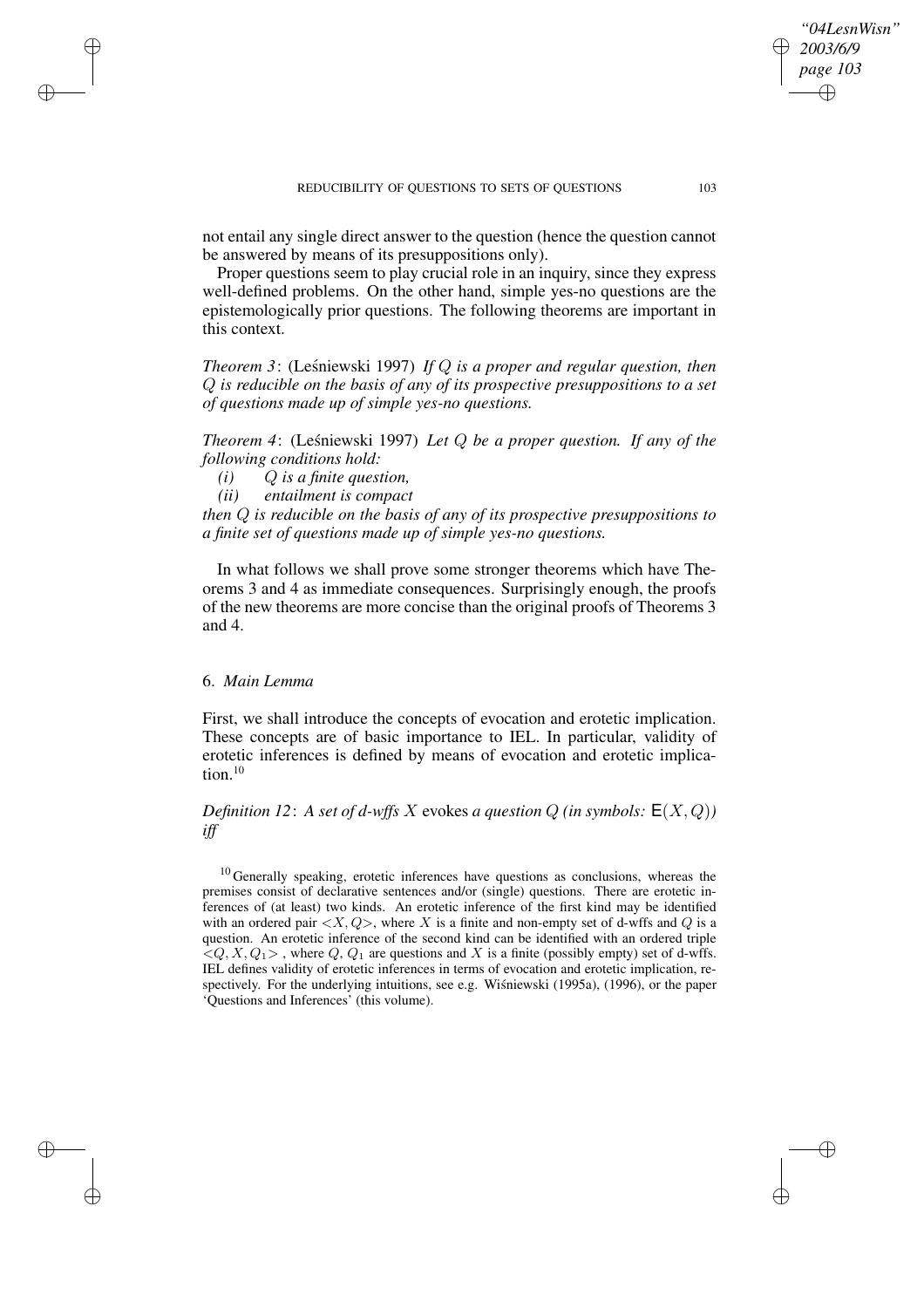not entail any single direct answer to the question (hence the question cannot be answered by means of its presuppositions only).

Proper questions seem to play crucial role in an inquiry, since they express well-defined problems. On the other hand, simple yes-no questions are the epistemologically prior questions. The following theorems are important in this context.

*Theorem 3*: (Leśniewski 1997) *If $Q$ is a proper and regular question, then $Q$ is reducible on the basis of any of its prospective presuppositions to a set of questions made up of simple yes-no questions.*

*Theorem 4*: (Leśniewski 1997) *Let $Q$ be a proper question. If any of the following conditions hold:*

*(i) $Q$ is a finite question,*

*(ii) entailment is compact*

*then $Q$ is reducible on the basis of any of its prospective presuppositions to a finite set of questions made up of simple yes-no questions.*

In what follows we shall prove some stronger theorems which have Theorems 3 and 4 as immediate consequences. Surprisingly enough, the proofs of the new theorems are more concise than the original proofs of Theorems 3 and 4.

## 6. *Main Lemma*

First, we shall introduce the concepts of evocation and erotetic implication. These concepts are of basic importance to IEL. In particular, validity of erotetic inferences is defined by means of evocation and erotetic implication.[10]

*Definition 12*: *A set of d-wffs $X$* evokes *a question $Q$ (in symbols: $\mathsf{E}(X, Q)$) iff*

[10] Generally speaking, erotetic inferences have questions as conclusions, whereas the premises consist of declarative sentences and/or (single) questions. There are erotetic inferences of (at least) two kinds. An erotetic inference of the first kind may be identified with an ordered pair $<X, Q>$, where $X$ is a finite and non-empty set of d-wffs and $Q$ is a question. An erotetic inference of the second kind can be identified with an ordered triple $<Q, X, Q_1>$, where $Q$, $Q_1$ are questions and $X$ is a finite (possibly empty) set of d-wffs. IEL defines validity of erotetic inferences in terms of evocation and erotetic implication, respectively. For the underlying intuitions, see e.g. Wiśniewski (1995a), (1996), or the paper 'Questions and Inferences' (this volume).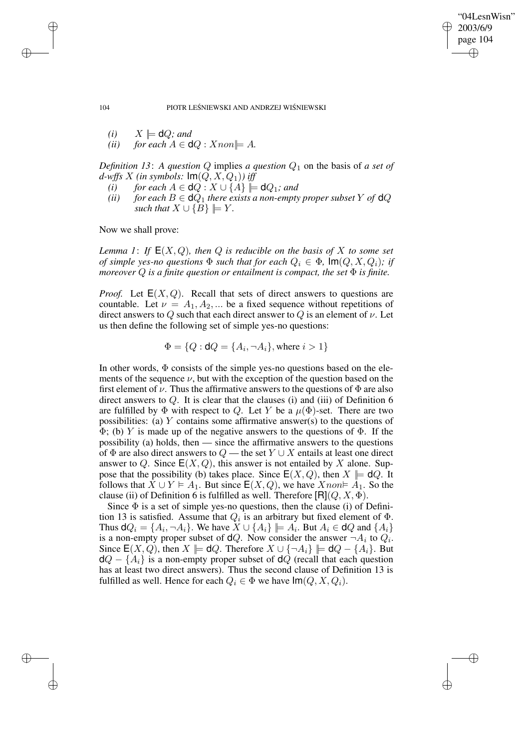*(i)* $X \Vdash \mathsf{d}Q$*; and*
*(ii)* *for each* $A \in \mathsf{d}Q : X non\Vdash A$*.*

*Definition 13*: *A question $Q$* implies *a question $Q_1$* on the basis of *a set of d-wffs $X$ (in symbols:* $\mathsf{Im}(Q, X, Q_1)$*) iff*

*(i)* *for each* $A \in \mathsf{d}Q : X \cup \{A\} \Vdash \mathsf{d}Q_1$*; and*
*(ii)* *for each* $B \in \mathsf{d}Q_1$ *there exists a non-empty proper subset $Y$ of* $\mathsf{d}Q$ *such that* $X \cup \{B\} \Vdash Y$*.*

Now we shall prove:

*Lemma 1*: *If* $\mathsf{E}(X, Q)$*, then $Q$ is reducible on the basis of $X$ to some set of simple yes-no questions $\Phi$ such that for each* $Q_i \in \Phi$*,* $\mathsf{Im}(Q, X, Q_i)$*; if moreover $Q$ is a finite question or entailment is compact, the set $\Phi$ is finite.*

*Proof.* Let $\mathsf{E}(X, Q)$. Recall that sets of direct answers to questions are countable. Let $\nu = A_1, A_2, ...$ be a fixed sequence without repetitions of direct answers to $Q$ such that each direct answer to $Q$ is an element of $\nu$. Let us then define the following set of simple yes-no questions:

$$\Phi = \{Q : \mathsf{d}Q = \{A_i, \neg A_i\}, \text{where } i > 1\}$$

In other words, $\Phi$ consists of the simple yes-no questions based on the elements of the sequence $\nu$, but with the exception of the question based on the first element of $\nu$. Thus the affirmative answers to the questions of $\Phi$ are also direct answers to $Q$. It is clear that the clauses (i) and (iii) of Definition 6 are fulfilled by $\Phi$ with respect to $Q$. Let $Y$ be a $\mu(\Phi)$-set. There are two possibilities: (a) $Y$ contains some affirmative answer(s) to the questions of $\Phi$; (b) $Y$ is made up of the negative answers to the questions of $\Phi$. If the possibility (a) holds, then — since the affirmative answers to the questions of $\Phi$ are also direct answers to $Q$ — the set $Y \cup X$ entails at least one direct answer to $Q$. Since $\mathsf{E}(X, Q)$, this answer is not entailed by $X$ alone. Suppose that the possibility (b) takes place. Since $\mathsf{E}(X, Q)$, then $X \Vdash \mathsf{d}Q$. It follows that $X \cup Y \vDash A_1$. But since $\mathsf{E}(X, Q)$, we have $X non\vDash A_1$. So the clause (ii) of Definition 6 is fulfilled as well. Therefore $[\mathsf{R}](Q, X, \Phi)$.

Since $\Phi$ is a set of simple yes-no questions, then the clause (i) of Definition 13 is satisfied. Assume that $Q_i$ is an arbitrary but fixed element of $\Phi$. Thus $\mathsf{d}Q_i = \{A_i, \neg A_i\}$. We have $X \cup \{A_i\} \Vdash A_i$. But $A_i \in \mathsf{d}Q$ and $\{A_i\}$ is a non-empty proper subset of $\mathsf{d}Q$. Now consider the answer $\neg A_i$ to $Q_i$. Since $\mathsf{E}(X, Q)$, then $X \Vdash \mathsf{d}Q$. Therefore $X \cup \{\neg A_i\} \Vdash \mathsf{d}Q - \{A_i\}$. But $\mathsf{d}Q - \{A_i\}$ is a non-empty proper subset of $\mathsf{d}Q$ (recall that each question has at least two direct answers). Thus the second clause of Definition 13 is fulfilled as well. Hence for each $Q_i \in \Phi$ we have $\mathsf{Im}(Q, X, Q_i)$.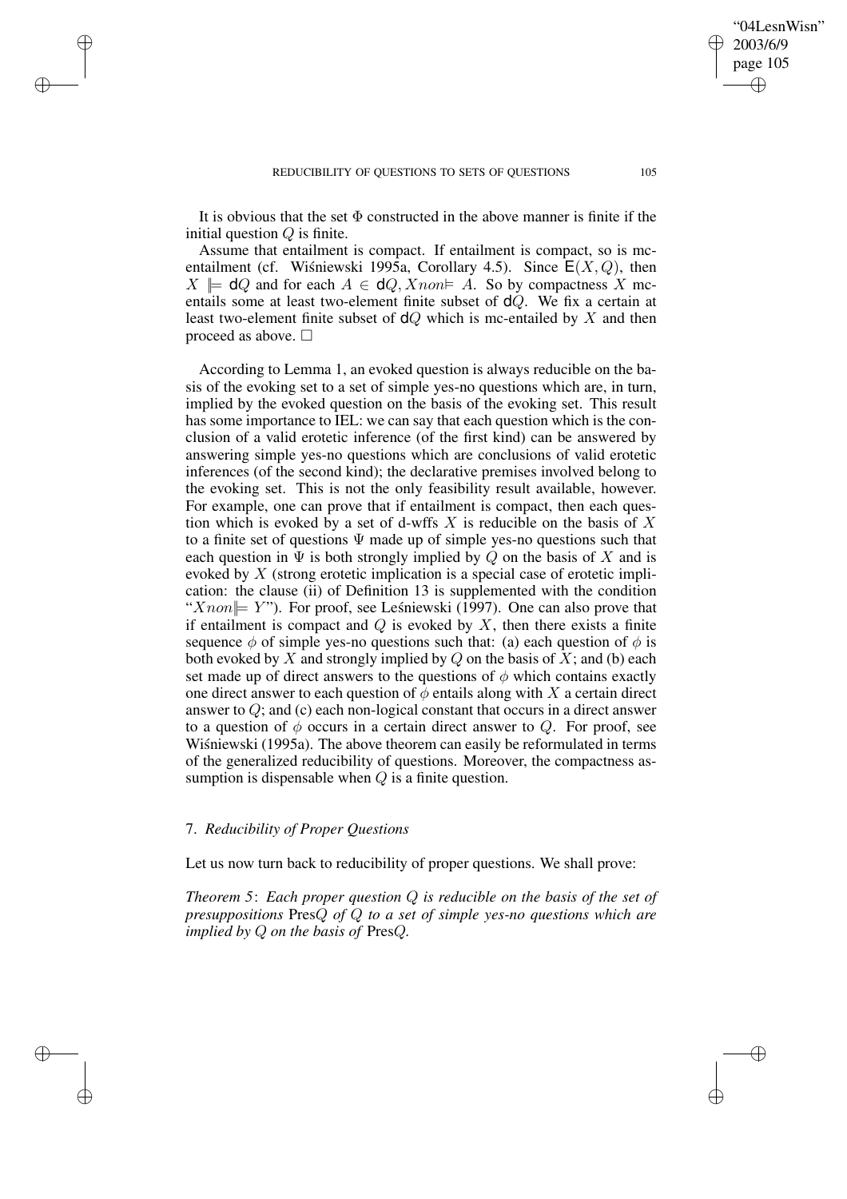It is obvious that the set $\Phi$ constructed in the above manner is finite if the initial question $Q$ is finite.

Assume that entailment is compact. If entailment is compact, so is mc-entailment (cf. Wiśniewski 1995a, Corollary 4.5). Since $\mathsf{E}(X, Q)$, then $X \models \mathsf{d}Q$ and for each $A \in \mathsf{d}Q, X non\models A$. So by compactness $X$ mc-entails some at least two-element finite subset of $\mathsf{d}Q$. We fix a certain at least two-element finite subset of $\mathsf{d}Q$ which is mc-entailed by $X$ and then proceed as above. □

According to Lemma 1, an evoked question is always reducible on the basis of the evoking set to a set of simple yes-no questions which are, in turn, implied by the evoked question on the basis of the evoking set. This result has some importance to IEL: we can say that each question which is the conclusion of a valid erotetic inference (of the first kind) can be answered by answering simple yes-no questions which are conclusions of valid erotetic inferences (of the second kind); the declarative premises involved belong to the evoking set. This is not the only feasibility result available, however. For example, one can prove that if entailment is compact, then each question which is evoked by a set of d-wffs $X$ is reducible on the basis of $X$ to a finite set of questions $\Psi$ made up of simple yes-no questions such that each question in $\Psi$ is both strongly implied by $Q$ on the basis of $X$ and is evoked by $X$ (strong erotetic implication is a special case of erotetic implication: the clause (ii) of Definition 13 is supplemented with the condition "$X non\models Y$"). For proof, see Leśniewski (1997). One can also prove that if entailment is compact and $Q$ is evoked by $X$, then there exists a finite sequence $\phi$ of simple yes-no questions such that: (a) each question of $\phi$ is both evoked by $X$ and strongly implied by $Q$ on the basis of $X$; and (b) each set made up of direct answers to the questions of $\phi$ which contains exactly one direct answer to each question of $\phi$ entails along with $X$ a certain direct answer to $Q$; and (c) each non-logical constant that occurs in a direct answer to a question of $\phi$ occurs in a certain direct answer to $Q$. For proof, see Wiśniewski (1995a). The above theorem can easily be reformulated in terms of the generalized reducibility of questions. Moreover, the compactness assumption is dispensable when $Q$ is a finite question.

## 7. *Reducibility of Proper Questions*

Let us now turn back to reducibility of proper questions. We shall prove:

*Theorem 5*: *Each proper question $Q$ is reducible on the basis of the set of presuppositions* Pres$Q$ *of $Q$ to a set of simple yes-no questions which are implied by $Q$ on the basis of* Pres$Q$.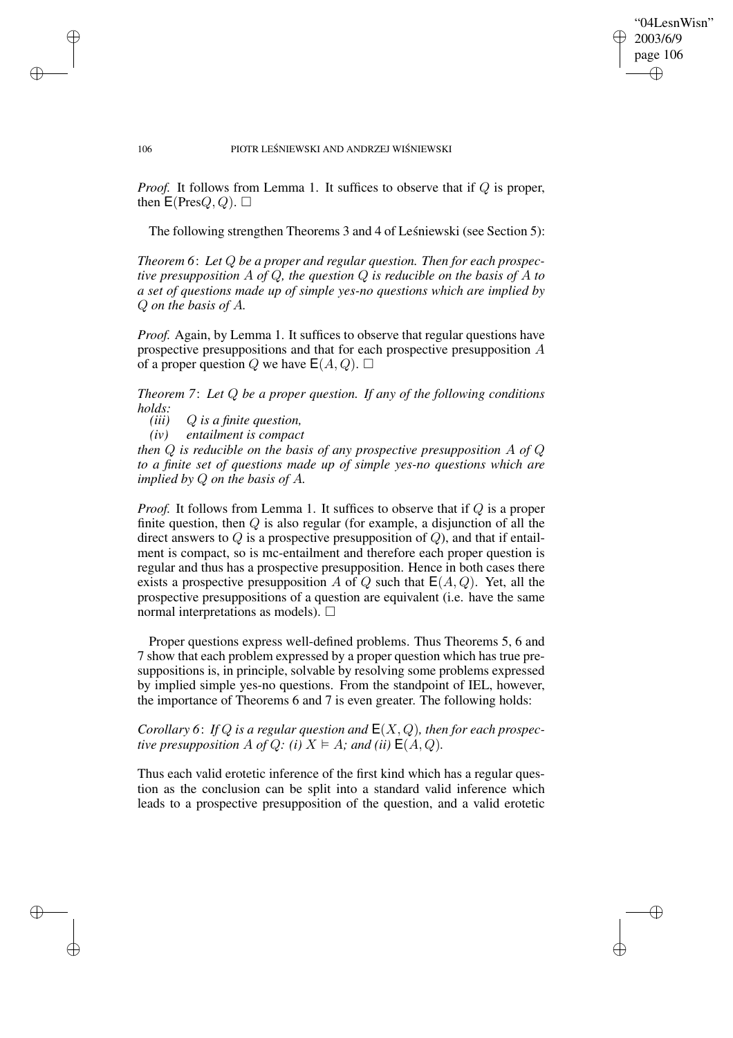*Proof.* It follows from Lemma 1. It suffices to observe that if $Q$ is proper, then $\mathsf{E}(\text{Pres}Q, Q)$. $\square$

The following strengthen Theorems 3 and 4 of Leśniewski (see Section 5):

*Theorem 6*: *Let $Q$ be a proper and regular question. Then for each prospective presupposition $A$ of $Q$, the question $Q$ is reducible on the basis of $A$ to a set of questions made up of simple yes-no questions which are implied by $Q$ on the basis of $A$.*

*Proof.* Again, by Lemma 1. It suffices to observe that regular questions have prospective presuppositions and that for each prospective presupposition $A$ of a proper question $Q$ we have $\mathsf{E}(A, Q)$. $\square$

*Theorem 7*: *Let $Q$ be a proper question. If any of the following conditions holds:*

*(iii)* *$Q$ is a finite question,*
*(iv)* *entailment is compact*

*then $Q$ is reducible on the basis of any prospective presupposition $A$ of $Q$ to a finite set of questions made up of simple yes-no questions which are implied by $Q$ on the basis of $A$.*

*Proof.* It follows from Lemma 1. It suffices to observe that if $Q$ is a proper finite question, then $Q$ is also regular (for example, a disjunction of all the direct answers to $Q$ is a prospective presupposition of $Q$), and that if entailment is compact, so is mc-entailment and therefore each proper question is regular and thus has a prospective presupposition. Hence in both cases there exists a prospective presupposition $A$ of $Q$ such that $\mathsf{E}(A, Q)$. Yet, all the prospective presuppositions of a question are equivalent (i.e. have the same normal interpretations as models). $\square$

Proper questions express well-defined problems. Thus Theorems 5, 6 and 7 show that each problem expressed by a proper question which has true presuppositions is, in principle, solvable by resolving some problems expressed by implied simple yes-no questions. From the standpoint of IEL, however, the importance of Theorems 6 and 7 is even greater. The following holds:

*Corollary 6*: *If $Q$ is a regular question and $\mathsf{E}(X, Q)$, then for each prospective presupposition $A$ of $Q$: (i) $X \vDash A$; and (ii) $\mathsf{E}(A, Q)$.*

Thus each valid erotetic inference of the first kind which has a regular question as the conclusion can be split into a standard valid inference which leads to a prospective presupposition of the question, and a valid erotetic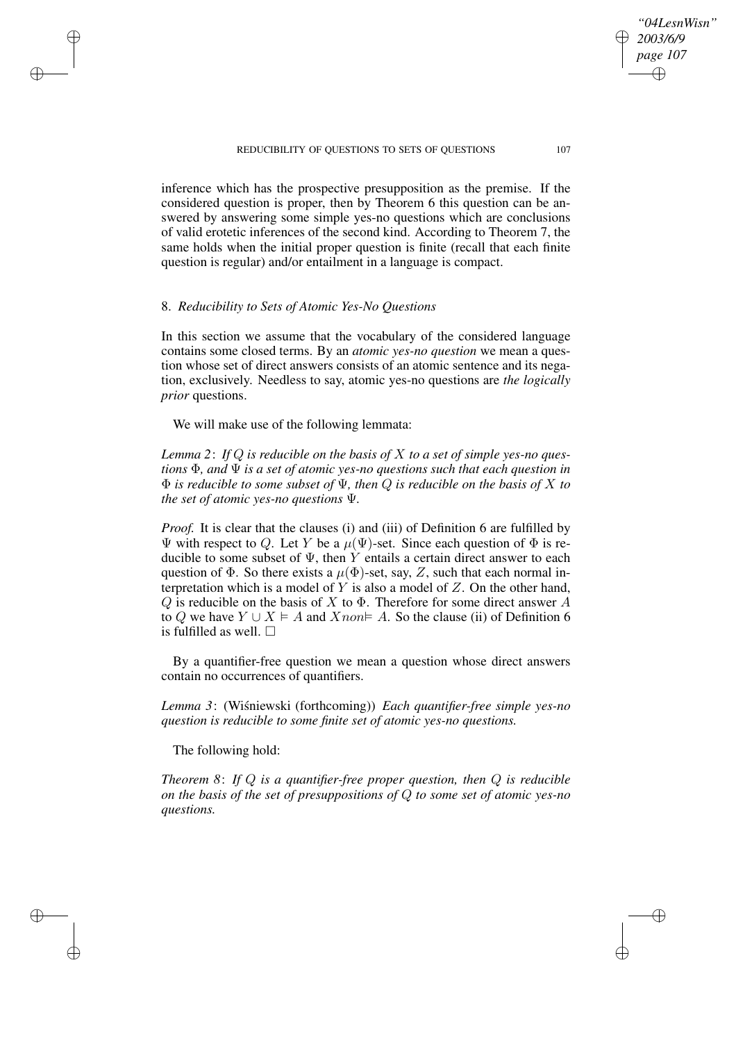inference which has the prospective presupposition as the premise. If the considered question is proper, then by Theorem 6 this question can be answered by answering some simple yes-no questions which are conclusions of valid erotetic inferences of the second kind. According to Theorem 7, the same holds when the initial proper question is finite (recall that each finite question is regular) and/or entailment in a language is compact.

## 8. *Reducibility to Sets of Atomic Yes-No Questions*

In this section we assume that the vocabulary of the considered language contains some closed terms. By an *atomic yes-no question* we mean a question whose set of direct answers consists of an atomic sentence and its negation, exclusively. Needless to say, atomic yes-no questions are *the logically prior* questions.

We will make use of the following lemmata:

*Lemma 2*: *If $Q$ is reducible on the basis of $X$ to a set of simple yes-no questions $\Phi$, and $\Psi$ is a set of atomic yes-no questions such that each question in $\Phi$ is reducible to some subset of $\Psi$, then $Q$ is reducible on the basis of $X$ to the set of atomic yes-no questions $\Psi$.*

*Proof.* It is clear that the clauses (i) and (iii) of Definition 6 are fulfilled by $\Psi$ with respect to $Q$. Let $Y$ be a $\mu(\Psi)$-set. Since each question of $\Phi$ is reducible to some subset of $\Psi$, then $Y$ entails a certain direct answer to each question of $\Phi$. So there exists a $\mu(\Phi)$-set, say, $Z$, such that each normal interpretation which is a model of $Y$ is also a model of $Z$. On the other hand, $Q$ is reducible on the basis of $X$ to $\Phi$. Therefore for some direct answer $A$ to $Q$ we have $Y \cup X \vDash A$ and $X non{\vDash}\, A$. So the clause (ii) of Definition 6 is fulfilled as well. $\Box$

By a quantifier-free question we mean a question whose direct answers contain no occurrences of quantifiers.

*Lemma 3*: (Wiśniewski (forthcoming)) *Each quantifier-free simple yes-no question is reducible to some finite set of atomic yes-no questions.*

The following hold:

*Theorem 8*: *If $Q$ is a quantifier-free proper question, then $Q$ is reducible on the basis of the set of presuppositions of $Q$ to some set of atomic yes-no questions.*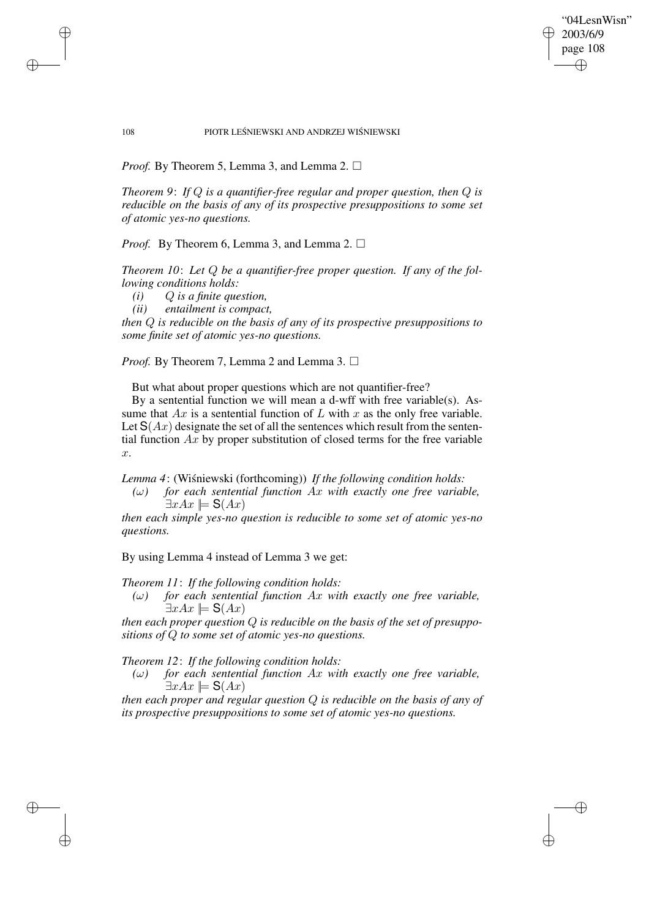*Proof.* By Theorem 5, Lemma 3, and Lemma 2. □

*Theorem 9*: *If $Q$ is a quantifier-free regular and proper question, then $Q$ is reducible on the basis of any of its prospective presuppositions to some set of atomic yes-no questions.*

*Proof.* By Theorem 6, Lemma 3, and Lemma 2. □

*Theorem 10*: *Let $Q$ be a quantifier-free proper question. If any of the following conditions holds:*

*(i) $Q$ is a finite question,*

*(ii) entailment is compact,*

*then $Q$ is reducible on the basis of any of its prospective presuppositions to some finite set of atomic yes-no questions.*

*Proof.* By Theorem 7, Lemma 2 and Lemma 3. □

But what about proper questions which are not quantifier-free?

By a sentential function we will mean a d-wff with free variable(s). Assume that $Ax$ is a sentential function of $L$ with $x$ as the only free variable. Let $\mathsf{S}(Ax)$ designate the set of all the sentences which result from the sentential function $Ax$ by proper substitution of closed terms for the free variable $x$.

*Lemma 4*: (Wiśniewski (forthcoming)) *If the following condition holds:*

*($\omega$) for each sentential function $Ax$ with exactly one free variable, $\exists x Ax \Vdash \mathsf{S}(Ax)$*

*then each simple yes-no question is reducible to some set of atomic yes-no questions.*

By using Lemma 4 instead of Lemma 3 we get:

*Theorem 11*: *If the following condition holds:*

*($\omega$) for each sentential function $Ax$ with exactly one free variable, $\exists x Ax \Vdash \mathsf{S}(Ax)$*

*then each proper question $Q$ is reducible on the basis of the set of presuppositions of $Q$ to some set of atomic yes-no questions.*

*Theorem 12*: *If the following condition holds:*

*($\omega$) for each sentential function $Ax$ with exactly one free variable, $\exists x Ax \Vdash \mathsf{S}(Ax)$*

*then each proper and regular question $Q$ is reducible on the basis of any of its prospective presuppositions to some set of atomic yes-no questions.*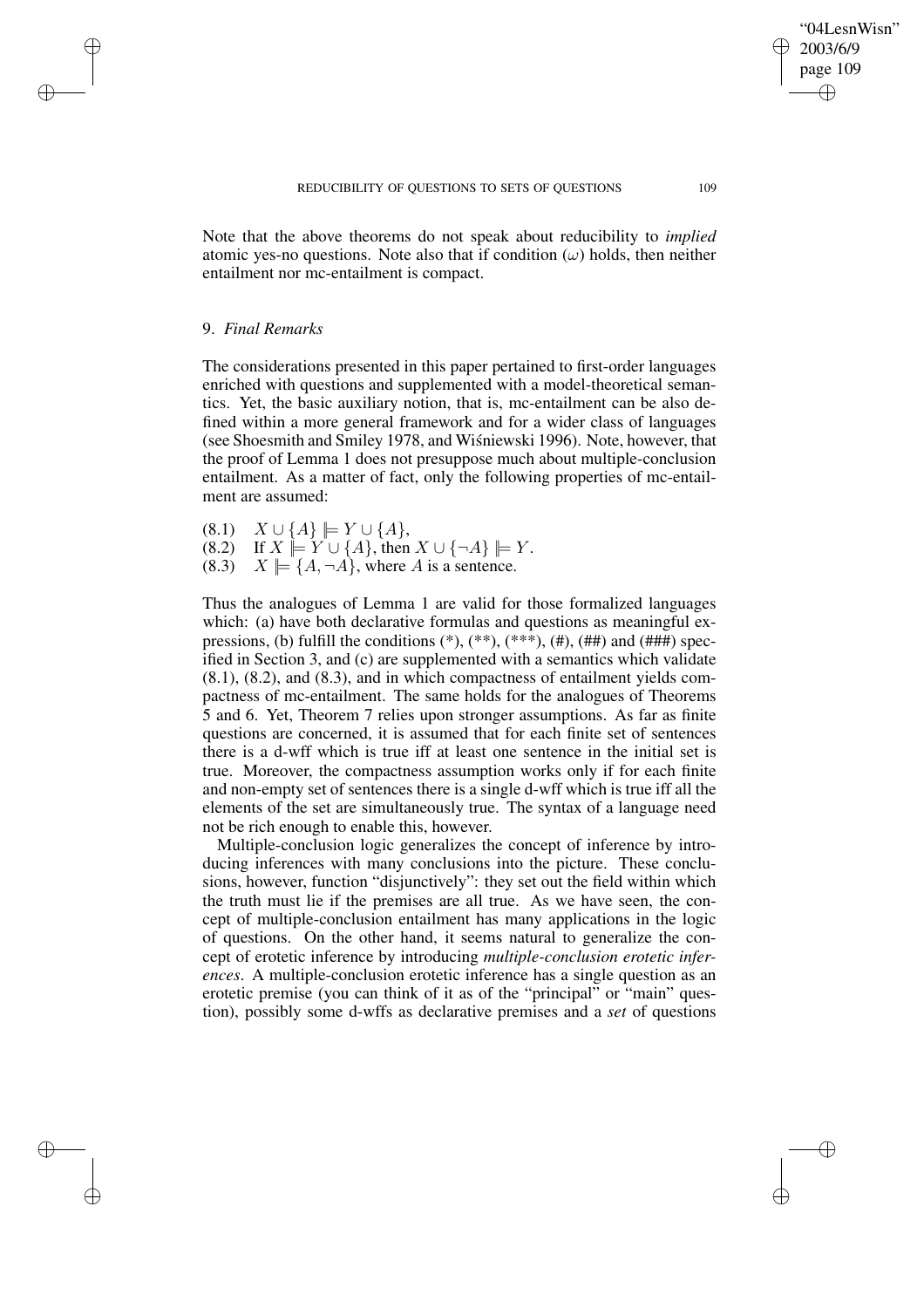Note that the above theorems do not speak about reducibility to *implied* atomic yes-no questions. Note also that if condition ($\omega$) holds, then neither entailment nor mc-entailment is compact.

## 9. *Final Remarks*

The considerations presented in this paper pertained to first-order languages enriched with questions and supplemented with a model-theoretical semantics. Yet, the basic auxiliary notion, that is, mc-entailment can be also defined within a more general framework and for a wider class of languages (see Shoesmith and Smiley 1978, and Wiśniewski 1996). Note, however, that the proof of Lemma 1 does not presuppose much about multiple-conclusion entailment. As a matter of fact, only the following properties of mc-entailment are assumed:

(8.1) $X \cup \{A\} \Vdash Y \cup \{A\}$,
(8.2) If $X \Vdash Y \cup \{A\}$, then $X \cup \{\neg A\} \Vdash Y$.
(8.3) $X \Vdash \{A, \neg A\}$, where $A$ is a sentence.

Thus the analogues of Lemma 1 are valid for those formalized languages which: (a) have both declarative formulas and questions as meaningful expressions, (b) fulfill the conditions (*), (**), (***), (#), (##) and (###) specified in Section 3, and (c) are supplemented with a semantics which validate (8.1), (8.2), and (8.3), and in which compactness of entailment yields compactness of mc-entailment. The same holds for the analogues of Theorems 5 and 6. Yet, Theorem 7 relies upon stronger assumptions. As far as finite questions are concerned, it is assumed that for each finite set of sentences there is a d-wff which is true iff at least one sentence in the initial set is true. Moreover, the compactness assumption works only if for each finite and non-empty set of sentences there is a single d-wff which is true iff all the elements of the set are simultaneously true. The syntax of a language need not be rich enough to enable this, however.

Multiple-conclusion logic generalizes the concept of inference by introducing inferences with many conclusions into the picture. These conclusions, however, function "disjunctively": they set out the field within which the truth must lie if the premises are all true. As we have seen, the concept of multiple-conclusion entailment has many applications in the logic of questions. On the other hand, it seems natural to generalize the concept of erotetic inference by introducing *multiple-conclusion erotetic inferences*. A multiple-conclusion erotetic inference has a single question as an erotetic premise (you can think of it as of the "principal" or "main" question), possibly some d-wffs as declarative premises and a *set* of questions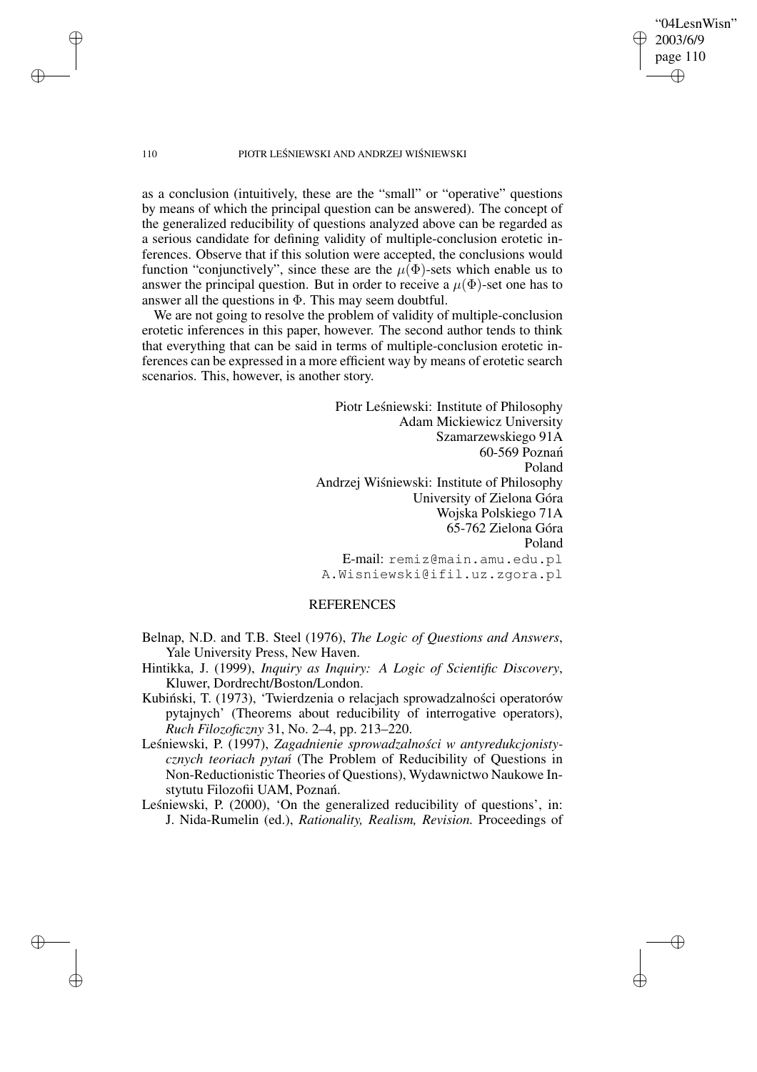as a conclusion (intuitively, these are the "small" or "operative" questions by means of which the principal question can be answered). The concept of the generalized reducibility of questions analyzed above can be regarded as a serious candidate for defining validity of multiple-conclusion erotetic inferences. Observe that if this solution were accepted, the conclusions would function "conjunctively", since these are the $\mu(\Phi)$-sets which enable us to answer the principal question. But in order to receive a $\mu(\Phi)$-set one has to answer all the questions in $\Phi$. This may seem doubtful.

We are not going to resolve the problem of validity of multiple-conclusion erotetic inferences in this paper, however. The second author tends to think that everything that can be said in terms of multiple-conclusion erotetic inferences can be expressed in a more efficient way by means of erotetic search scenarios. This, however, is another story.

Piotr Leśniewski: Institute of Philosophy
Adam Mickiewicz University
Szamarzewskiego 91A
60-569 Poznań
Poland
Andrzej Wiśniewski: Institute of Philosophy
University of Zielona Góra
Wojska Polskiego 71A
65-762 Zielona Góra
Poland
E-mail: remiz@main.amu.edu.pl
A.Wisniewski@ifil.uz.zgora.pl

## REFERENCES

Belnap, N.D. and T.B. Steel (1976), *The Logic of Questions and Answers*, Yale University Press, New Haven.

Hintikka, J. (1999), *Inquiry as Inquiry: A Logic of Scientific Discovery*, Kluwer, Dordrecht/Boston/London.

Kubiński, T. (1973), 'Twierdzenia o relacjach sprowadzalności operatorów pytajnych' (Theorems about reducibility of interrogative operators), *Ruch Filozoficzny* 31, No. 2–4, pp. 213–220.

Leśniewski, P. (1997), *Zagadnienie sprowadzalności w antyredukcjonistycznych teoriach pytań* (The Problem of Reducibility of Questions in Non-Reductionistic Theories of Questions), Wydawnictwo Naukowe Instytutu Filozofii UAM, Poznań.

Leśniewski, P. (2000), 'On the generalized reducibility of questions', in: J. Nida-Rumelin (ed.), *Rationality, Realism, Revision.* Proceedings of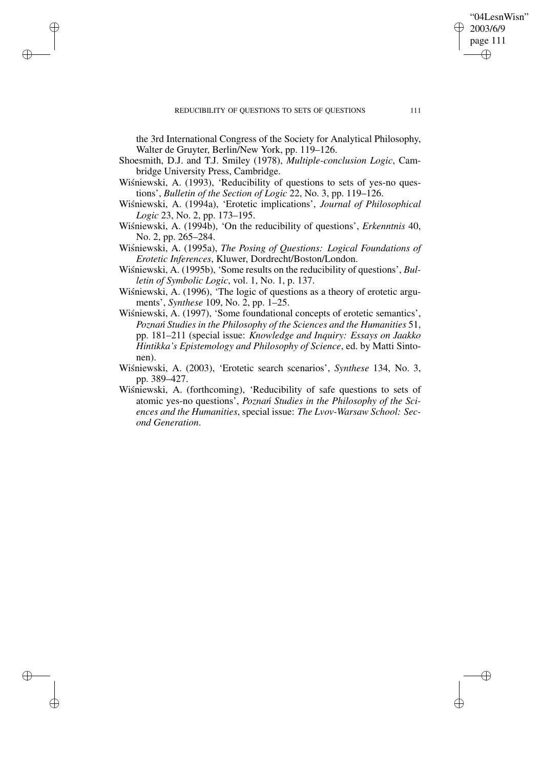the 3rd International Congress of the Society for Analytical Philosophy, Walter de Gruyter, Berlin/New York, pp. 119–126.

Shoesmith, D.J. and T.J. Smiley (1978), *Multiple-conclusion Logic*, Cambridge University Press, Cambridge.

Wiśniewski, A. (1993), 'Reducibility of questions to sets of yes-no questions', *Bulletin of the Section of Logic* 22, No. 3, pp. 119–126.

Wiśniewski, A. (1994a), 'Erotetic implications', *Journal of Philosophical Logic* 23, No. 2, pp. 173–195.

Wiśniewski, A. (1994b), 'On the reducibility of questions', *Erkenntnis* 40, No. 2, pp. 265–284.

Wiśniewski, A. (1995a), *The Posing of Questions: Logical Foundations of Erotetic Inferences*, Kluwer, Dordrecht/Boston/London.

Wiśniewski, A. (1995b), 'Some results on the reducibility of questions', *Bulletin of Symbolic Logic*, vol. 1, No. 1, p. 137.

Wiśniewski, A. (1996), 'The logic of questions as a theory of erotetic arguments', *Synthese* 109, No. 2, pp. 1–25.

Wiśniewski, A. (1997), 'Some foundational concepts of erotetic semantics', *Poznań Studies in the Philosophy of the Sciences and the Humanities* 51, pp. 181–211 (special issue: *Knowledge and Inquiry: Essays on Jaakko Hintikka's Epistemology and Philosophy of Science*, ed. by Matti Sintonen).

Wiśniewski, A. (2003), 'Erotetic search scenarios', *Synthese* 134, No. 3, pp. 389–427.

Wiśniewski, A. (forthcoming), 'Reducibility of safe questions to sets of atomic yes-no questions', *Poznań Studies in the Philosophy of the Sciences and the Humanities*, special issue: *The Lvov-Warsaw School: Second Generation*.